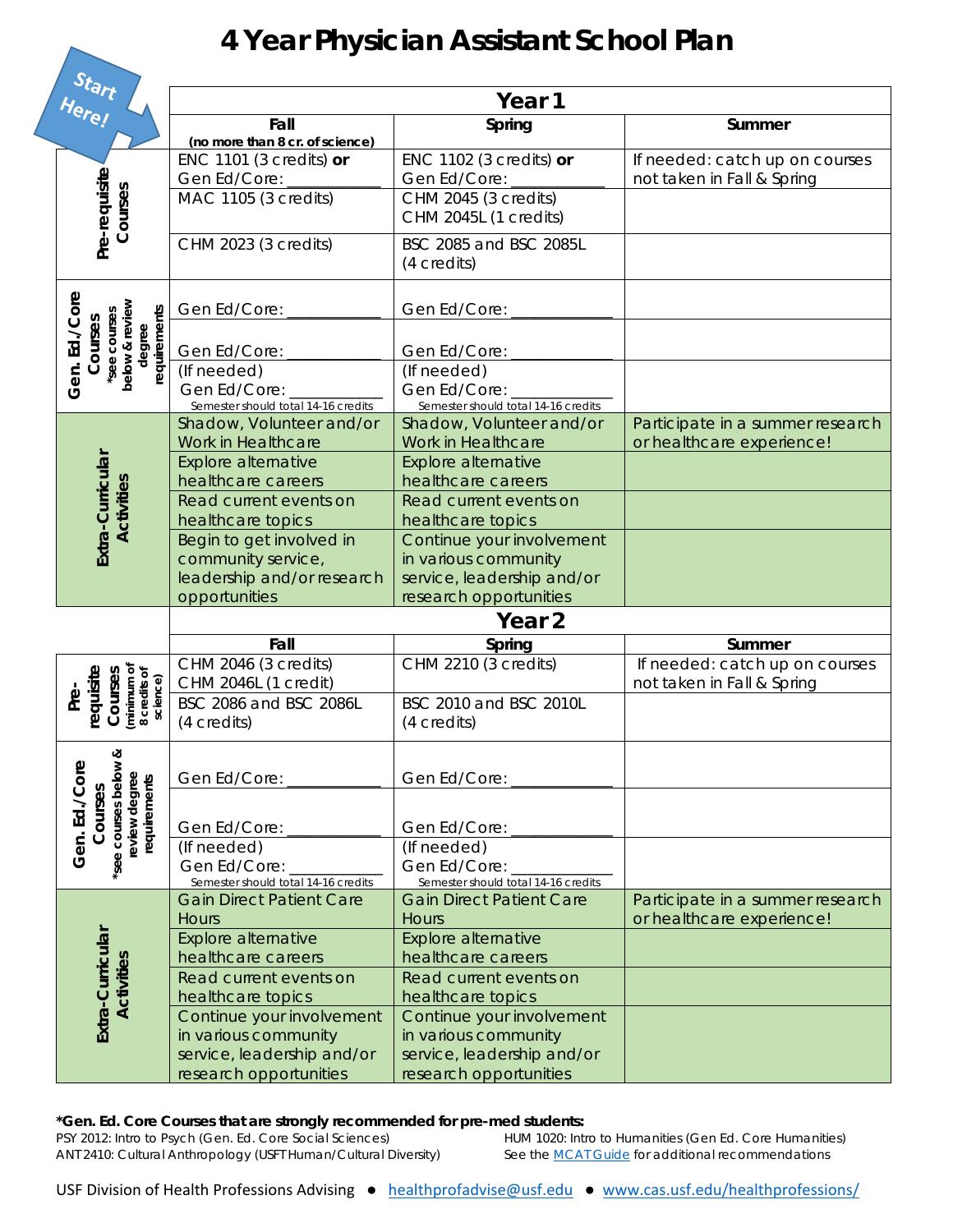# 4 Year Physician Assistant School Plan

Start Here!

| | Year 1 | | |
|---|---|---|---|
| | **Fall** (no more than 8 cr. of science) | **Spring** | **Summer** |
| **Pre-requisite Courses** | ENC 1101 (3 credits) **or** Gen Ed/Core: ___________ | ENC 1102 (3 credits) **or** Gen Ed/Core: ___________ | If needed: catch up on courses not taken in Fall & Spring |
| | MAC 1105 (3 credits) | CHM 2045 (3 credits) CHM 2045L (1 credits) | |
| | CHM 2023 (3 credits) | BSC 2085 and BSC 2085L (4 credits) | |
| **Gen. Ed./Core Courses** *see courses below & review degree requirements | Gen Ed/Core: ___________ | Gen Ed/Core: ___________ | |
| | Gen Ed/Core: ___________ | Gen Ed/Core: ___________ | |
| | (If needed) Gen Ed/Core: ___________ Semester should total 14-16 credits | (If needed) Gen Ed/Core: ___________ Semester should total 14-16 credits | |
| **Extra-Curricular Activities** | Shadow, Volunteer and/or Work in Healthcare | Shadow, Volunteer and/or Work in Healthcare | Participate in a summer research or healthcare experience! |
| | Explore alternative healthcare careers | Explore alternative healthcare careers | |
| | Read current events on healthcare topics | Read current events on healthcare topics | |
| | Begin to get involved in community service, leadership and/or research opportunities | Continue your involvement in various community service, leadership and/or research opportunities | |

| | Year 2 | | |
|---|---|---|---|
| | **Fall** | **Spring** | **Summer** |
| **Pre-requisite Courses** (minimum of 8 credits of science) | CHM 2046 (3 credits) CHM 2046L (1 credit) | CHM 2210 (3 credits) | If needed: catch up on courses not taken in Fall & Spring |
| | BSC 2086 and BSC 2086L (4 credits) | BSC 2010 and BSC 2010L (4 credits) | |
| **Gen. Ed./Core Courses** *see courses below & review degree requirements | Gen Ed/Core: ___________ | Gen Ed/Core: ___________ | |
| | Gen Ed/Core: ___________ | Gen Ed/Core: ___________ | |
| | (If needed) Gen Ed/Core: ___________ Semester should total 14-16 credits | (If needed) Gen Ed/Core: ___________ Semester should total 14-16 credits | |
| **Extra-Curricular Activities** | Gain Direct Patient Care Hours | Gain Direct Patient Care Hours | Participate in a summer research or healthcare experience! |
| | Explore alternative healthcare careers | Explore alternative healthcare careers | |
| | Read current events on healthcare topics | Read current events on healthcare topics | |
| | Continue your involvement in various community service, leadership and/or research opportunities | Continue your involvement in various community service, leadership and/or research opportunities | |

***Gen. Ed. Core Courses that are strongly recommended for pre-med students:**

PSY 2012: Intro to Psych (Gen. Ed. Core Social Sciences)
ANT 2410: Cultural Anthropology (USFT Human/Cultural Diversity)
HUM 1020: Intro to Humanities (Gen Ed. Core Humanities)
See the MCAT Guide for additional recommendations

USF Division of Health Professions Advising ● healthprofadvise@usf.edu ● www.cas.usf.edu/healthprofessions/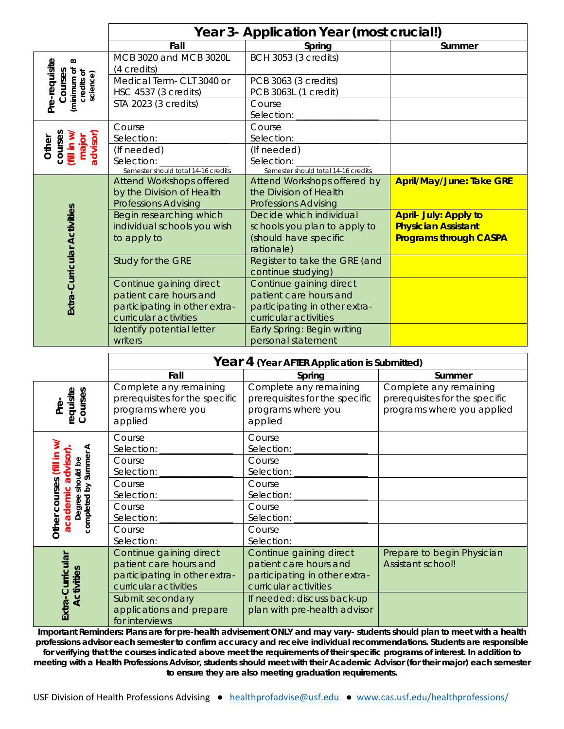| | Year 3- Application Year (most crucial!) | | |
|---|---|---|---|
| | **Fall** | **Spring** | **Summer** |
| **Pre-requisite Courses** (minimum of 8 credits of science) | MCB 3020 and MCB 3020L (4 credits) | BCH 3053 (3 credits) | |
| | Medical Term- CLT 3040 or HSC 4537 (3 credits) | PCB 3063 (3 credits) PCB 3063L (1 credit) | |
| | STA 2023 (3 credits) | Course Selection: ___ | |
| **Other courses (fill in w/ major advisor)** | Course Selection: ___ | Course Selection: ___ | |
| | (If needed) Selection: ___ Semester should total 14-16 credits | (If needed) Selection: ___ Semester should total 14-16 credits | |
| **Extra-Curricular Activities** | Attend Workshops offered by the Division of Health Professions Advising | Attend Workshops offered by the Division of Health Professions Advising | **April/May/June: Take GRE** |
| | Begin researching which individual schools you wish to apply to | Decide which individual schools you plan to apply to (should have specific rationale) | **April- July: Apply to Physician Assistant Programs through CASPA** |
| | Study for the GRE | Register to take the GRE (and continue studying) | |
| | Continue gaining direct patient care hours and participating in other extra-curricular activities | Continue gaining direct patient care hours and participating in other extra-curricular activities | |
| | Identify potential letter writers | Early Spring: Begin writing personal statement | |

| | Year 4 (Year AFTER Application is Submitted) | | |
|---|---|---|---|
| | **Fall** | **Spring** | **Summer** |
| **Pre-requisite Courses** | Complete any remaining prerequisites for the specific programs where you applied | Complete any remaining prerequisites for the specific programs where you applied | Complete any remaining prerequisites for the specific programs where you applied |
| **Other courses (fill in w/ academic advisor).** Degree should be completed by Summer A | Course Selection: ___ | Course Selection: ___ | |
| | Course Selection: ___ | Course Selection: ___ | |
| | Course Selection: ___ | Course Selection: ___ | |
| | Course Selection: ___ | Course Selection: ___ | |
| | Course Selection: ___ | Course Selection: ___ | |
| **Extra-Curricular Activities** | Continue gaining direct patient care hours and participating in other extra-curricular activities | Continue gaining direct patient care hours and participating in other extra-curricular activities | Prepare to begin Physician Assistant school! |
| | Submit secondary applications and prepare for interviews | If needed: discuss back-up plan with pre-health advisor | |

**Important Reminders: Plans are for pre-health advisement ONLY and may vary- students should plan to meet with a health professions advisor each semester to confirm accuracy and receive individual recommendations. Students are responsible for verifying that the courses indicated above meet the requirements of their specific programs of interest. In addition to meeting with a Health Professions Advisor, students should meet with their Academic Advisor (for their major) each semester to ensure they are also meeting graduation requirements.**

USF Division of Health Professions Advising ● healthprofadvise@usf.edu ● www.cas.usf.edu/healthprofessions/